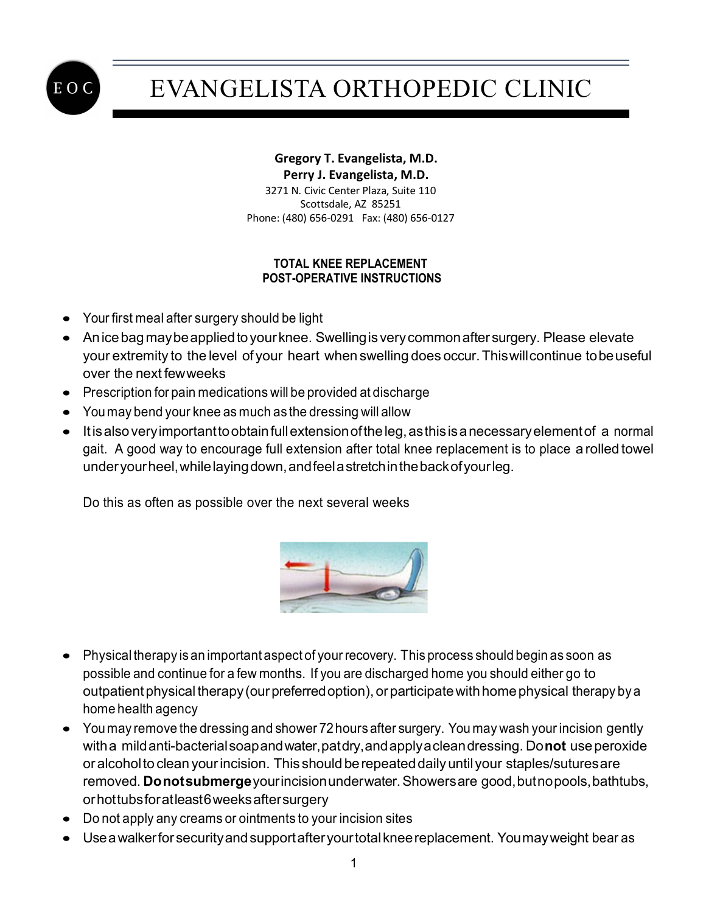# EVANGELISTA ORTHOPEDIC CLINIC

**Gregory T. Evangelista, M.D.**
**Perry J. Evangelista, M.D.**
3271 N. Civic Center Plaza, Suite 110
Scottsdale, AZ 85251
Phone: (480) 656-0291 Fax: (480) 656-0127

## TOTAL KNEE REPLACEMENT POST-OPERATIVE INSTRUCTIONS

- Your first meal after surgery should be light
- An ice bag may be applied to your knee. Swelling is very common after surgery. Please elevate your extremity to the level of your heart when swelling does occur. This will continue to be useful over the next few weeks
- Prescription for pain medications will be provided at discharge
- You may bend your knee as much as the dressing will allow
- It is also very important to obtain full extension of the leg, as this is a necessary element of a normal gait. A good way to encourage full extension after total knee replacement is to place a rolled towel under your heel, while laying down, and feel a stretch in the back of your leg.

  Do this as often as possible over the next several weeks

- Physical therapy is an important aspect of your recovery. This process should begin as soon as possible and continue for a few months. If you are discharged home you should either go to outpatient physical therapy (our preferred option), or participate with home physical therapy by a home health agency
- You may remove the dressing and shower 72 hours after surgery. You may wash your incision gently with a mild anti-bacterial soap and water, pat dry, and apply a clean dressing. Do **not** use peroxide or alcohol to clean your incision. This should be repeated daily until your staples/sutures are removed. **Do not submerge** your incision underwater. Showers are good, but no pools, bathtubs, or hot tubs for at least 6 weeks after surgery
- Do not apply any creams or ointments to your incision sites
- Use a walker for security and support after your total knee replacement. You may weight bear as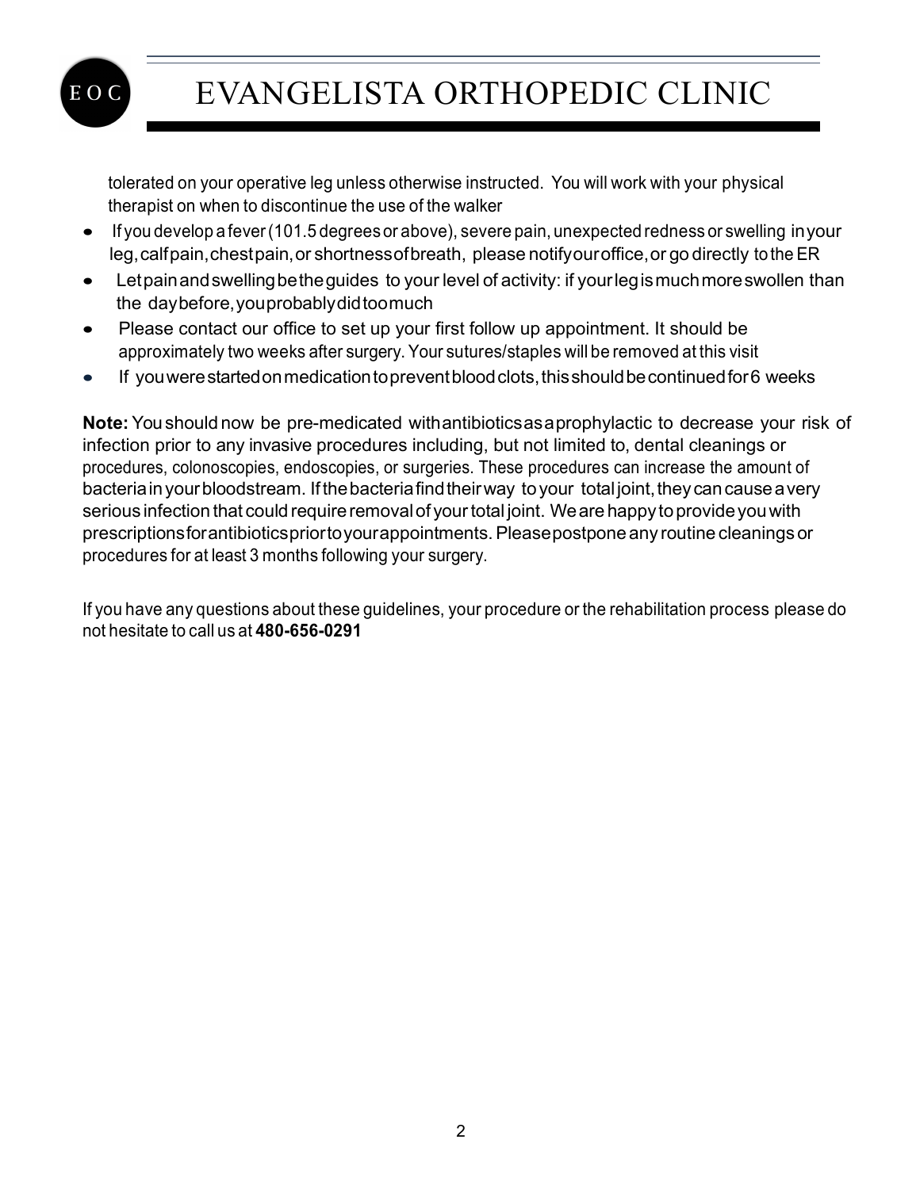tolerated on your operative leg unless otherwise instructed. You will work with your physical therapist on when to discontinue the use of the walker

- If you develop a fever (101.5 degrees or above), severe pain, unexpected redness or swelling in your leg, calf pain, chest pain, or shortness of breath, please notify our office, or go directly to the ER
- Let pain and swelling be the guides to your level of activity: if your leg is much more swollen than the day before, you probably did too much
- Please contact our office to set up your first follow up appointment. It should be approximately two weeks after surgery. Your sutures/staples will be removed at this visit
- If you were started on medication to prevent blood clots, this should be continued for 6 weeks

**Note:** You should now be pre-medicated with antibiotics as a prophylactic to decrease your risk of infection prior to any invasive procedures including, but not limited to, dental cleanings or procedures, colonoscopies, endoscopies, or surgeries. These procedures can increase the amount of bacteria in your bloodstream. If the bacteria find their way to your total joint, they can cause a very serious infection that could require removal of your total joint. We are happy to provide you with prescriptions for antibiotics prior to your appointments. Please postpone any routine cleanings or procedures for at least 3 months following your surgery.

If you have any questions about these guidelines, your procedure or the rehabilitation process please do not hesitate to call us at **480-656-0291**